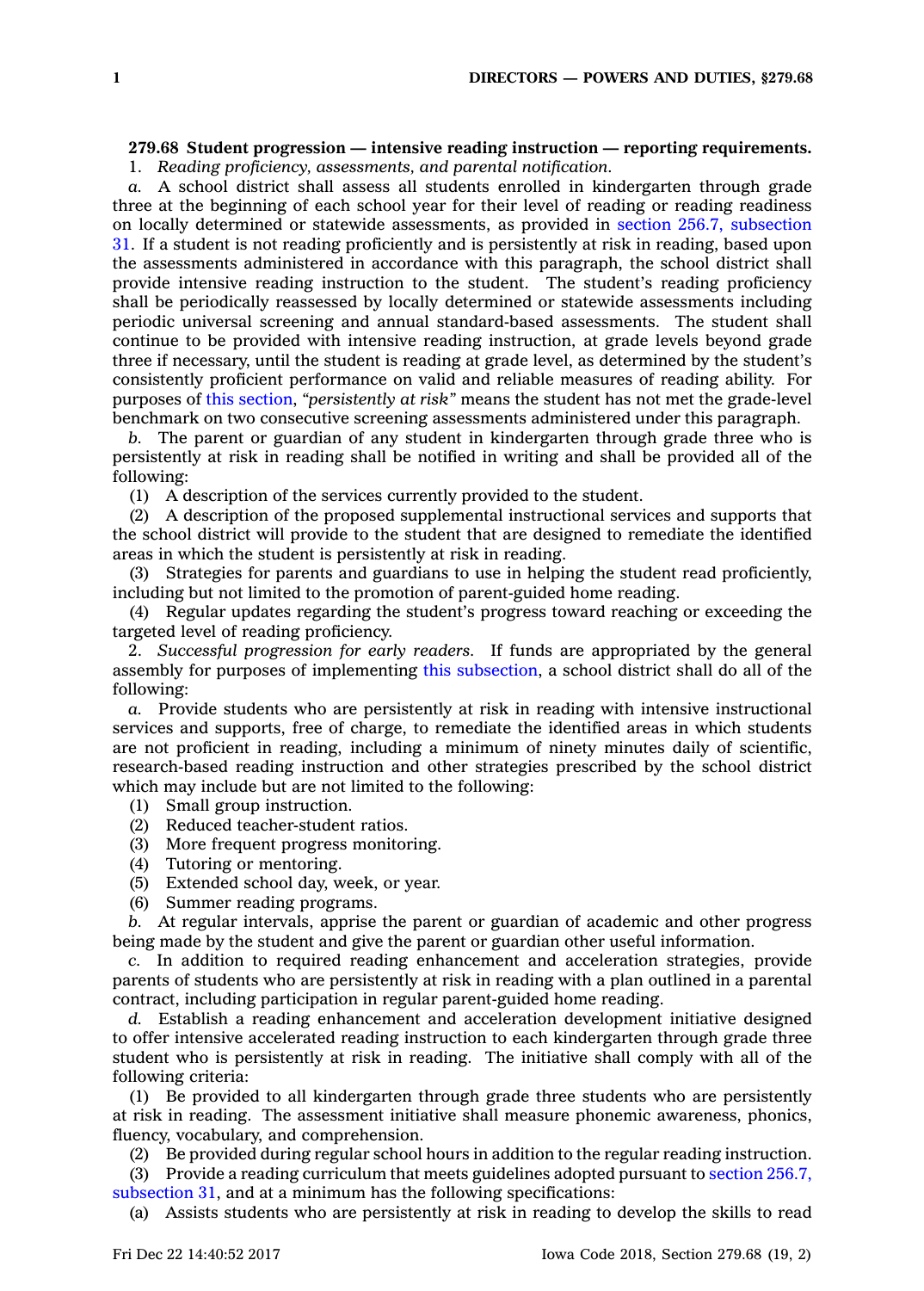**279.68 Student progression — intensive reading instruction — reporting requirements.**

1. *Reading proficiency, assessments, and parental notification.*

*a.* A school district shall assess all students enrolled in kindergarten through grade three at the beginning of each school year for their level of reading or reading readiness on locally determined or statewide assessments, as provided in section 256.7, subsection 31. If a student is not reading proficiently and is persistently at risk in reading, based upon the assessments administered in accordance with this paragraph, the school district shall provide intensive reading instruction to the student. The student's reading proficiency shall be periodically reassessed by locally determined or statewide assessments including periodic universal screening and annual standard-based assessments. The student shall continue to be provided with intensive reading instruction, at grade levels beyond grade three if necessary, until the student is reading at grade level, as determined by the student's consistently proficient performance on valid and reliable measures of reading ability. For purposes of this section, *"persistently at risk"* means the student has not met the grade-level benchmark on two consecutive screening assessments administered under this paragraph.

*b.* The parent or guardian of any student in kindergarten through grade three who is persistently at risk in reading shall be notified in writing and shall be provided all of the following:

(1) A description of the services currently provided to the student.

(2) A description of the proposed supplemental instructional services and supports that the school district will provide to the student that are designed to remediate the identified areas in which the student is persistently at risk in reading.

(3) Strategies for parents and guardians to use in helping the student read proficiently, including but not limited to the promotion of parent-guided home reading.

(4) Regular updates regarding the student's progress toward reaching or exceeding the targeted level of reading proficiency.

2. *Successful progression for early readers.* If funds are appropriated by the general assembly for purposes of implementing this subsection, a school district shall do all of the following:

*a.* Provide students who are persistently at risk in reading with intensive instructional services and supports, free of charge, to remediate the identified areas in which students are not proficient in reading, including a minimum of ninety minutes daily of scientific, research-based reading instruction and other strategies prescribed by the school district which may include but are not limited to the following:

(1) Small group instruction.

(2) Reduced teacher-student ratios.

(3) More frequent progress monitoring.

(4) Tutoring or mentoring.

(5) Extended school day, week, or year.

(6) Summer reading programs.

*b.* At regular intervals, apprise the parent or guardian of academic and other progress being made by the student and give the parent or guardian other useful information.

*c.* In addition to required reading enhancement and acceleration strategies, provide parents of students who are persistently at risk in reading with a plan outlined in a parental contract, including participation in regular parent-guided home reading.

*d.* Establish a reading enhancement and acceleration development initiative designed to offer intensive accelerated reading instruction to each kindergarten through grade three student who is persistently at risk in reading. The initiative shall comply with all of the following criteria:

(1) Be provided to all kindergarten through grade three students who are persistently at risk in reading. The assessment initiative shall measure phonemic awareness, phonics, fluency, vocabulary, and comprehension.

(2) Be provided during regular school hours in addition to the regular reading instruction.

(3) Provide a reading curriculum that meets guidelines adopted pursuant to section 256.7, subsection 31, and at a minimum has the following specifications:

(a) Assists students who are persistently at risk in reading to develop the skills to read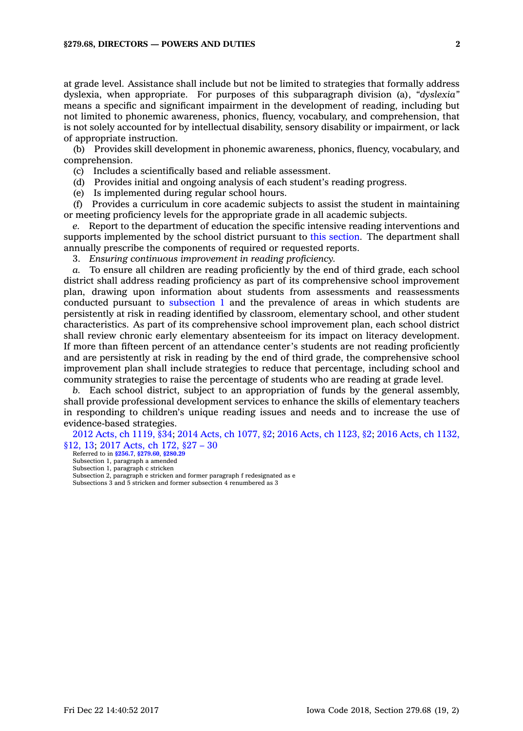at grade level. Assistance shall include but not be limited to strategies that formally address dyslexia, when appropriate. For purposes of this subparagraph division (a), *"dyslexia"* means a specific and significant impairment in the development of reading, including but not limited to phonemic awareness, phonics, fluency, vocabulary, and comprehension, that is not solely accounted for by intellectual disability, sensory disability or impairment, or lack of appropriate instruction.

(b) Provides skill development in phonemic awareness, phonics, fluency, vocabulary, and comprehension.

(c) Includes a scientifically based and reliable assessment.

(d) Provides initial and ongoing analysis of each student's reading progress.

(e) Is implemented during regular school hours.

(f) Provides a curriculum in core academic subjects to assist the student in maintaining or meeting proficiency levels for the appropriate grade in all academic subjects.

*e.* Report to the department of education the specific intensive reading interventions and supports implemented by the school district pursuant to this section. The department shall annually prescribe the components of required or requested reports.

3. *Ensuring continuous improvement in reading proficiency.*

*a.* To ensure all children are reading proficiently by the end of third grade, each school district shall address reading proficiency as part of its comprehensive school improvement plan, drawing upon information about students from assessments and reassessments conducted pursuant to subsection 1 and the prevalence of areas in which students are persistently at risk in reading identified by classroom, elementary school, and other student characteristics. As part of its comprehensive school improvement plan, each school district shall review chronic early elementary absenteeism for its impact on literacy development. If more than fifteen percent of an attendance center's students are not reading proficiently and are persistently at risk in reading by the end of third grade, the comprehensive school improvement plan shall include strategies to reduce that percentage, including school and community strategies to raise the percentage of students who are reading at grade level.

*b.* Each school district, subject to an appropriation of funds by the general assembly, shall provide professional development services to enhance the skills of elementary teachers in responding to children's unique reading issues and needs and to increase the use of evidence-based strategies.

2012 Acts, ch 1119, §34; 2014 Acts, ch 1077, §2; 2016 Acts, ch 1123, §2; 2016 Acts, ch 1132, §12, 13; 2017 Acts, ch 172, §27 – 30

Referred to in **§256.7**, **§279.60**, **§280.29**

Subsection 1, paragraph a amended

Subsection 1, paragraph c stricken

Subsection 2, paragraph e stricken and former paragraph f redesignated as e

Subsections 3 and 5 stricken and former subsection 4 renumbered as 3